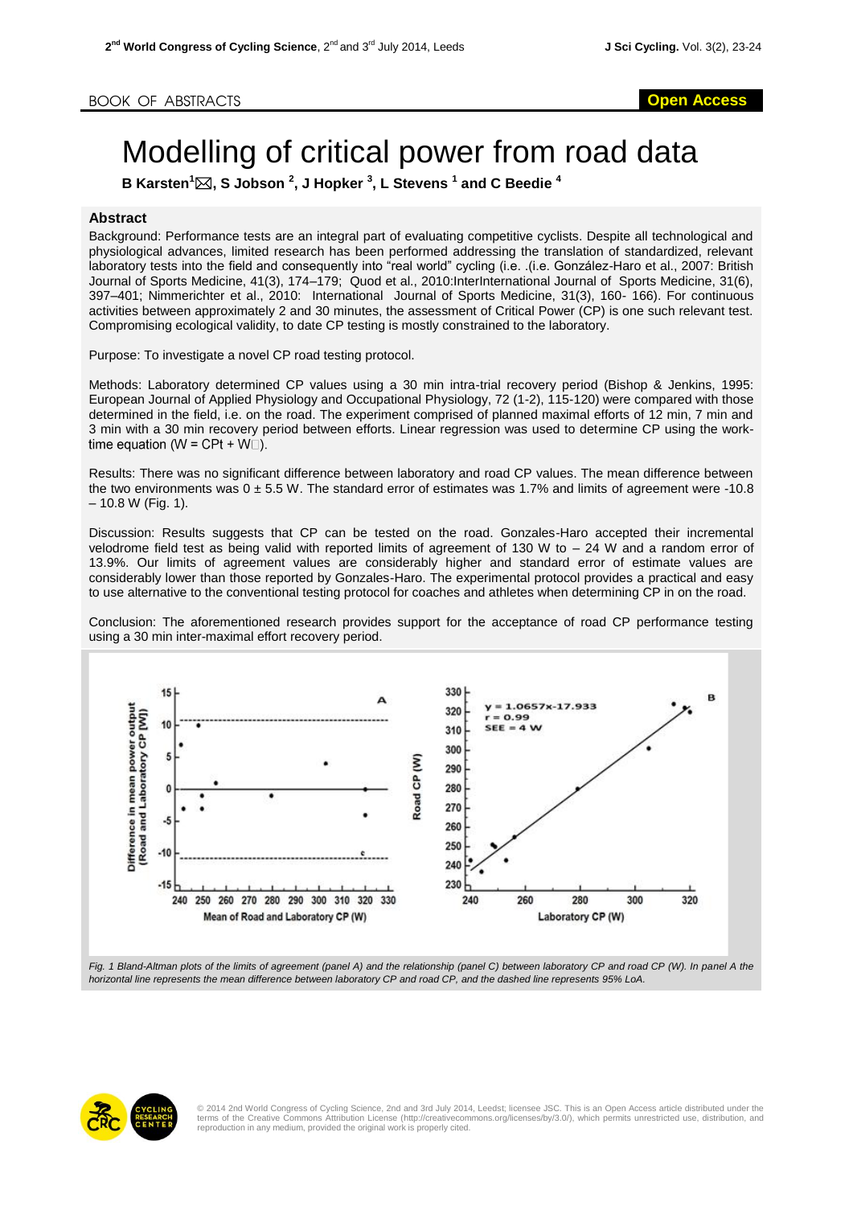BOOK OF ABSTRACTS

Open Access

# Modelling of critical power from road data

**B Karsten[1]✉, S Jobson[2], J Hopker[3], L Stevens[1] and C Beedie[4]**

## Abstract

Background: Performance tests are an integral part of evaluating competitive cyclists. Despite all technological and physiological advances, limited research has been performed addressing the translation of standardized, relevant laboratory tests into the field and consequently into "real world" cycling (i.e. .(i.e. González-Haro et al., 2007: British Journal of Sports Medicine, 41(3), 174–179; Quod et al., 2010:InterInternational Journal of Sports Medicine, 31(6), 397–401; Nimmerichter et al., 2010: International Journal of Sports Medicine, 31(3), 160- 166). For continuous activities between approximately 2 and 30 minutes, the assessment of Critical Power (CP) is one such relevant test. Compromising ecological validity, to date CP testing is mostly constrained to the laboratory.

Purpose: To investigate a novel CP road testing protocol.

Methods: Laboratory determined CP values using a 30 min intra-trial recovery period (Bishop & Jenkins, 1995: European Journal of Applied Physiology and Occupational Physiology, 72 (1-2), 115-120) were compared with those determined in the field, i.e. on the road. The experiment comprised of planned maximal efforts of 12 min, 7 min and 3 min with a 30 min recovery period between efforts. Linear regression was used to determine CP using the work-time equation (W = CPt + W□).

Results: There was no significant difference between laboratory and road CP values. The mean difference between the two environments was 0 ± 5.5 W. The standard error of estimates was 1.7% and limits of agreement were -10.8 – 10.8 W (Fig. 1).

Discussion: Results suggests that CP can be tested on the road. Gonzales-Haro accepted their incremental velodrome field test as being valid with reported limits of agreement of 130 W to – 24 W and a random error of 13.9%. Our limits of agreement values are considerably higher and standard error of estimate values are considerably lower than those reported by Gonzales-Haro. The experimental protocol provides a practical and easy to use alternative to the conventional testing protocol for coaches and athletes when determining CP in on the road.

Conclusion: The aforementioned research provides support for the acceptance of road CP performance testing using a 30 min inter-maximal effort recovery period.

*Fig. 1 Bland-Altman plots of the limits of agreement (panel A) and the relationship (panel C) between laboratory CP and road CP (W). In panel A the horizontal line represents the mean difference between laboratory CP and road CP, and the dashed line represents 95% LoA.*

© 2014 2nd World Congress of Cycling Science, 2nd and 3rd July 2014, Leedst; licensee JSC. This is an Open Access article distributed under the terms of the Creative Commons Attribution License (http://creativecommons.org/licenses/by/3.0/), which permits unrestricted use, distribution, and reproduction in any medium, provided the original work is properly cited.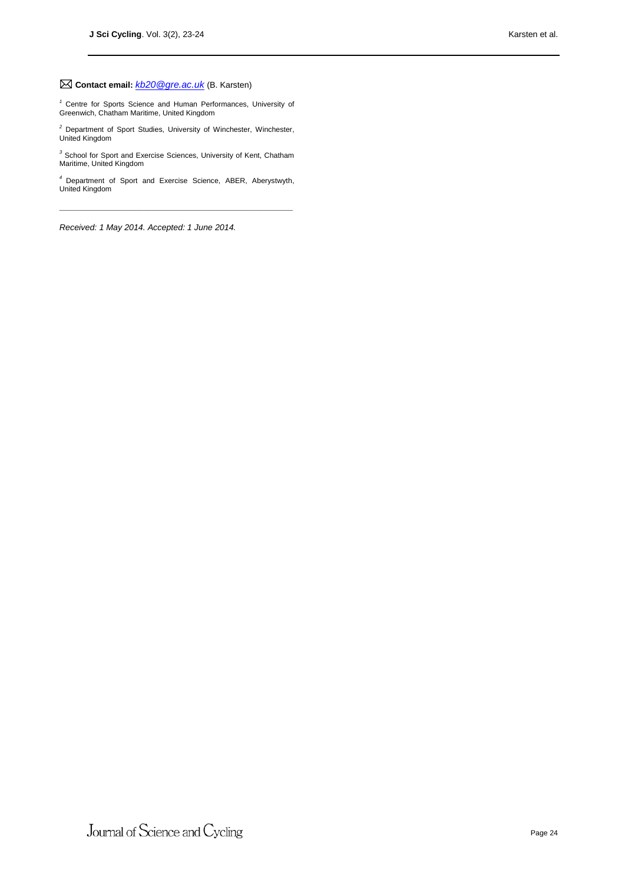✉ **Contact email:** *kb20@gre.ac.uk* (B. Karsten)

[1] Centre for Sports Science and Human Performances, University of Greenwich, Chatham Maritime, United Kingdom

[2] Department of Sport Studies, University of Winchester, Winchester, United Kingdom

[3] School for Sport and Exercise Sciences, University of Kent, Chatham Maritime, United Kingdom

[4] Department of Sport and Exercise Science, ABER, Aberystwyth, United Kingdom

---

*Received: 1 May 2014. Accepted: 1 June 2014.*